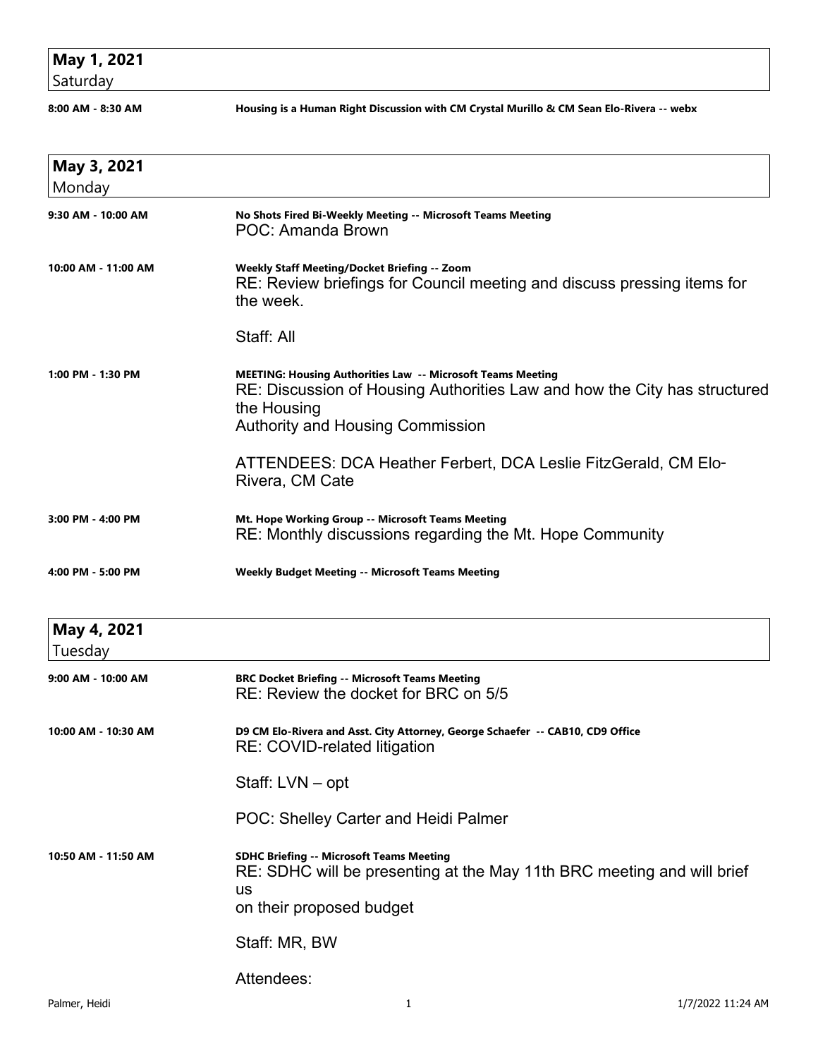## May 1, 2021
Saturday

**8:00 AM - 8:30 AM** — **Housing is a Human Right Discussion with CM Crystal Murillo & CM Sean Elo-Rivera -- webx**

## May 3, 2021
Monday

**9:30 AM - 10:00 AM** — **No Shots Fired Bi-Weekly Meeting -- Microsoft Teams Meeting**

POC: Amanda Brown

**10:00 AM - 11:00 AM** — **Weekly Staff Meeting/Docket Briefing -- Zoom**

RE: Review briefings for Council meeting and discuss pressing items for the week.

Staff: All

**1:00 PM - 1:30 PM** — **MEETING: Housing Authorities Law -- Microsoft Teams Meeting**

RE: Discussion of Housing Authorities Law and how the City has structured the Housing
Authority and Housing Commission

ATTENDEES: DCA Heather Ferbert, DCA Leslie FitzGerald, CM Elo-Rivera, CM Cate

**3:00 PM - 4:00 PM** — **Mt. Hope Working Group -- Microsoft Teams Meeting**

RE: Monthly discussions regarding the Mt. Hope Community

**4:00 PM - 5:00 PM** — **Weekly Budget Meeting -- Microsoft Teams Meeting**

## May 4, 2021
Tuesday

**9:00 AM - 10:00 AM** — **BRC Docket Briefing -- Microsoft Teams Meeting**

RE: Review the docket for BRC on 5/5

**10:00 AM - 10:30 AM** — **D9 CM Elo-Rivera and Asst. City Attorney, George Schaefer -- CAB10, CD9 Office**

RE: COVID-related litigation

Staff: LVN – opt

POC: Shelley Carter and Heidi Palmer

**10:50 AM - 11:50 AM** — **SDHC Briefing -- Microsoft Teams Meeting**

RE: SDHC will be presenting at the May 11th BRC meeting and will brief us
on their proposed budget

Staff: MR, BW

Attendees: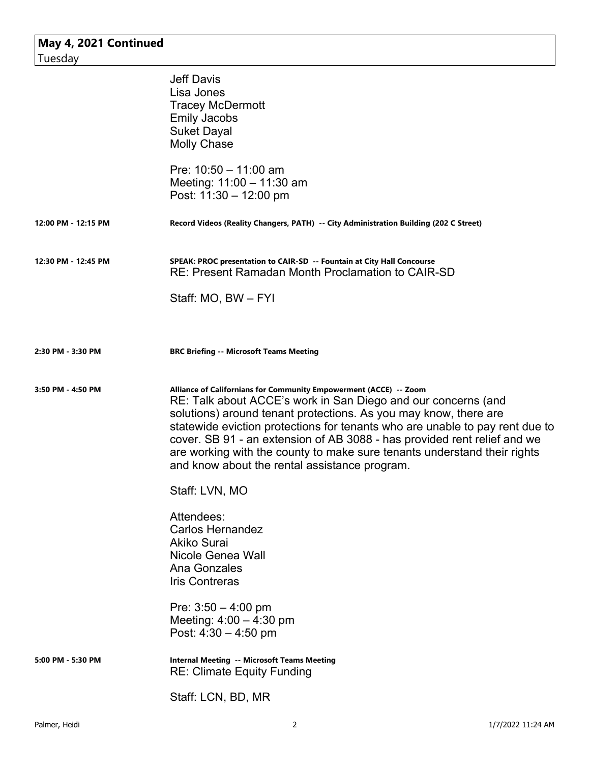**May 4, 2021 Continued**
Tuesday

Jeff Davis
Lisa Jones
Tracey McDermott
Emily Jacobs
Suket Dayal
Molly Chase

Pre: 10:50 – 11:00 am
Meeting: 11:00 – 11:30 am
Post: 11:30 – 12:00 pm

**12:00 PM - 12:15 PM** — **Record Videos (Reality Changers, PATH) -- City Administration Building (202 C Street)**

**12:30 PM - 12:45 PM** — **SPEAK: PROC presentation to CAIR-SD -- Fountain at City Hall Concourse**
RE: Present Ramadan Month Proclamation to CAIR-SD

Staff: MO, BW – FYI

**2:30 PM - 3:30 PM** — **BRC Briefing -- Microsoft Teams Meeting**

**3:50 PM - 4:50 PM** — **Alliance of Californians for Community Empowerment (ACCE) -- Zoom**
RE: Talk about ACCE's work in San Diego and our concerns (and solutions) around tenant protections. As you may know, there are statewide eviction protections for tenants who are unable to pay rent due to cover. SB 91 - an extension of AB 3088 - has provided rent relief and we are working with the county to make sure tenants understand their rights and know about the rental assistance program.

Staff: LVN, MO

Attendees:
Carlos Hernandez
Akiko Surai
Nicole Genea Wall
Ana Gonzales
Iris Contreras

Pre: 3:50 – 4:00 pm
Meeting: 4:00 – 4:30 pm
Post: 4:30 – 4:50 pm

**5:00 PM - 5:30 PM** — **Internal Meeting -- Microsoft Teams Meeting**
RE: Climate Equity Funding

Staff: LCN, BD, MR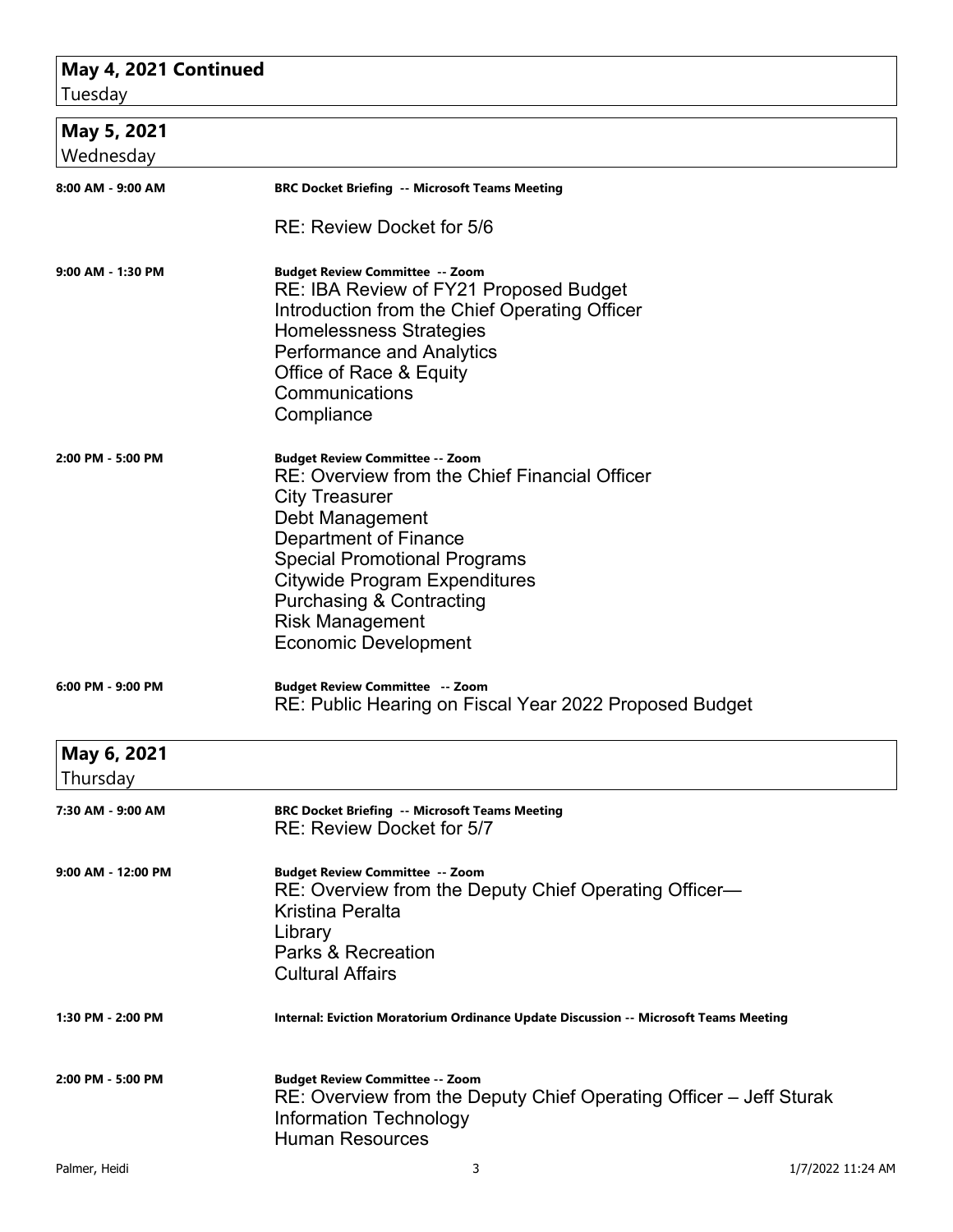## May 4, 2021 Continued
Tuesday

## May 5, 2021
Wednesday

**8:00 AM - 9:00 AM** — **BRC Docket Briefing -- Microsoft Teams Meeting**

RE: Review Docket for 5/6

**9:00 AM - 1:30 PM** — **Budget Review Committee -- Zoom**

RE: IBA Review of FY21 Proposed Budget
Introduction from the Chief Operating Officer
Homelessness Strategies
Performance and Analytics
Office of Race & Equity
Communications
Compliance

**2:00 PM - 5:00 PM** — **Budget Review Committee -- Zoom**

RE: Overview from the Chief Financial Officer
City Treasurer
Debt Management
Department of Finance
Special Promotional Programs
Citywide Program Expenditures
Purchasing & Contracting
Risk Management
Economic Development

**6:00 PM - 9:00 PM** — **Budget Review Committee -- Zoom**

RE: Public Hearing on Fiscal Year 2022 Proposed Budget

## May 6, 2021
Thursday

**7:30 AM - 9:00 AM** — **BRC Docket Briefing -- Microsoft Teams Meeting**

RE: Review Docket for 5/7

**9:00 AM - 12:00 PM** — **Budget Review Committee -- Zoom**

RE: Overview from the Deputy Chief Operating Officer—
Kristina Peralta
Library
Parks & Recreation
Cultural Affairs

**1:30 PM - 2:00 PM** — **Internal: Eviction Moratorium Ordinance Update Discussion -- Microsoft Teams Meeting**

**2:00 PM - 5:00 PM** — **Budget Review Committee -- Zoom**

RE: Overview from the Deputy Chief Operating Officer – Jeff Sturak
Information Technology
Human Resources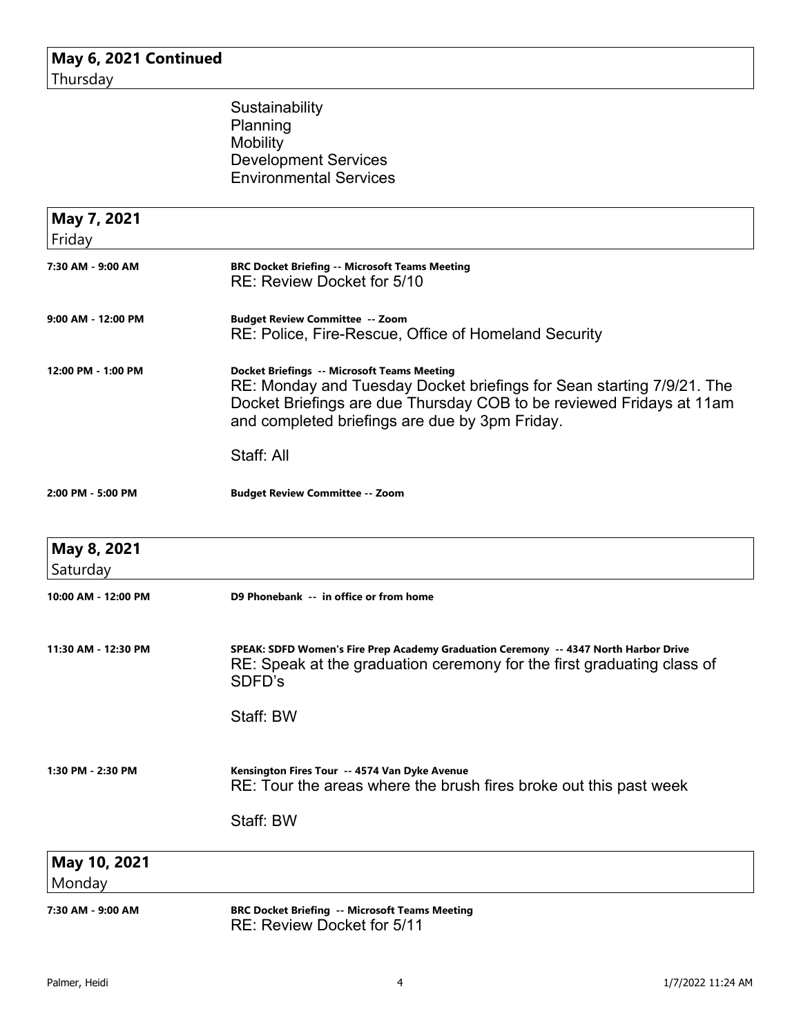## May 6, 2021 Continued
Thursday

Sustainability
Planning
Mobility
Development Services
Environmental Services

## May 7, 2021
Friday

**7:30 AM - 9:00 AM** — **BRC Docket Briefing -- Microsoft Teams Meeting**
RE: Review Docket for 5/10

**9:00 AM - 12:00 PM** — **Budget Review Committee -- Zoom**
RE: Police, Fire-Rescue, Office of Homeland Security

**12:00 PM - 1:00 PM** — **Docket Briefings -- Microsoft Teams Meeting**
RE: Monday and Tuesday Docket briefings for Sean starting 7/9/21. The Docket Briefings are due Thursday COB to be reviewed Fridays at 11am and completed briefings are due by 3pm Friday.

Staff: All

**2:00 PM - 5:00 PM** — **Budget Review Committee -- Zoom**

## May 8, 2021
Saturday

**10:00 AM - 12:00 PM** — **D9 Phonebank -- in office or from home**

**11:30 AM - 12:30 PM** — **SPEAK: SDFD Women's Fire Prep Academy Graduation Ceremony -- 4347 North Harbor Drive**
RE: Speak at the graduation ceremony for the first graduating class of SDFD's

Staff: BW

**1:30 PM - 2:30 PM** — **Kensington Fires Tour -- 4574 Van Dyke Avenue**
RE: Tour the areas where the brush fires broke out this past week

Staff: BW

## May 10, 2021
Monday

**7:30 AM - 9:00 AM** — **BRC Docket Briefing -- Microsoft Teams Meeting**
RE: Review Docket for 5/11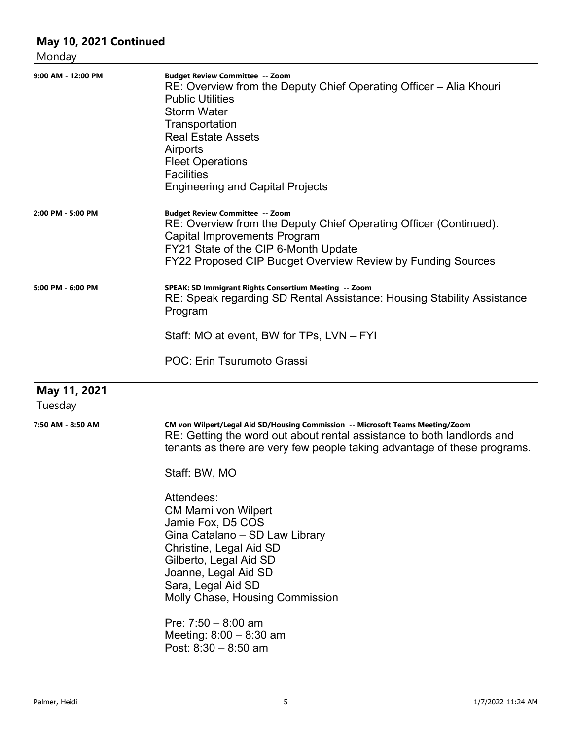## May 10, 2021 Continued
Monday

**9:00 AM - 12:00 PM**

**Budget Review Committee -- Zoom**
RE: Overview from the Deputy Chief Operating Officer – Alia Khouri
Public Utilities
Storm Water
Transportation
Real Estate Assets
Airports
Fleet Operations
Facilities
Engineering and Capital Projects

**2:00 PM - 5:00 PM**

**Budget Review Committee -- Zoom**
RE: Overview from the Deputy Chief Operating Officer (Continued).
Capital Improvements Program
FY21 State of the CIP 6-Month Update
FY22 Proposed CIP Budget Overview Review by Funding Sources

**5:00 PM - 6:00 PM**

**SPEAK: SD Immigrant Rights Consortium Meeting -- Zoom**
RE: Speak regarding SD Rental Assistance: Housing Stability Assistance Program

Staff: MO at event, BW for TPs, LVN – FYI

POC: Erin Tsurumoto Grassi

## May 11, 2021
Tuesday

**7:50 AM - 8:50 AM**

**CM von Wilpert/Legal Aid SD/Housing Commission -- Microsoft Teams Meeting/Zoom**
RE: Getting the word out about rental assistance to both landlords and tenants as there are very few people taking advantage of these programs.

Staff: BW, MO

Attendees:
CM Marni von Wilpert
Jamie Fox, D5 COS
Gina Catalano – SD Law Library
Christine, Legal Aid SD
Gilberto, Legal Aid SD
Joanne, Legal Aid SD
Sara, Legal Aid SD
Molly Chase, Housing Commission

Pre: 7:50 – 8:00 am
Meeting: 8:00 – 8:30 am
Post: 8:30 – 8:50 am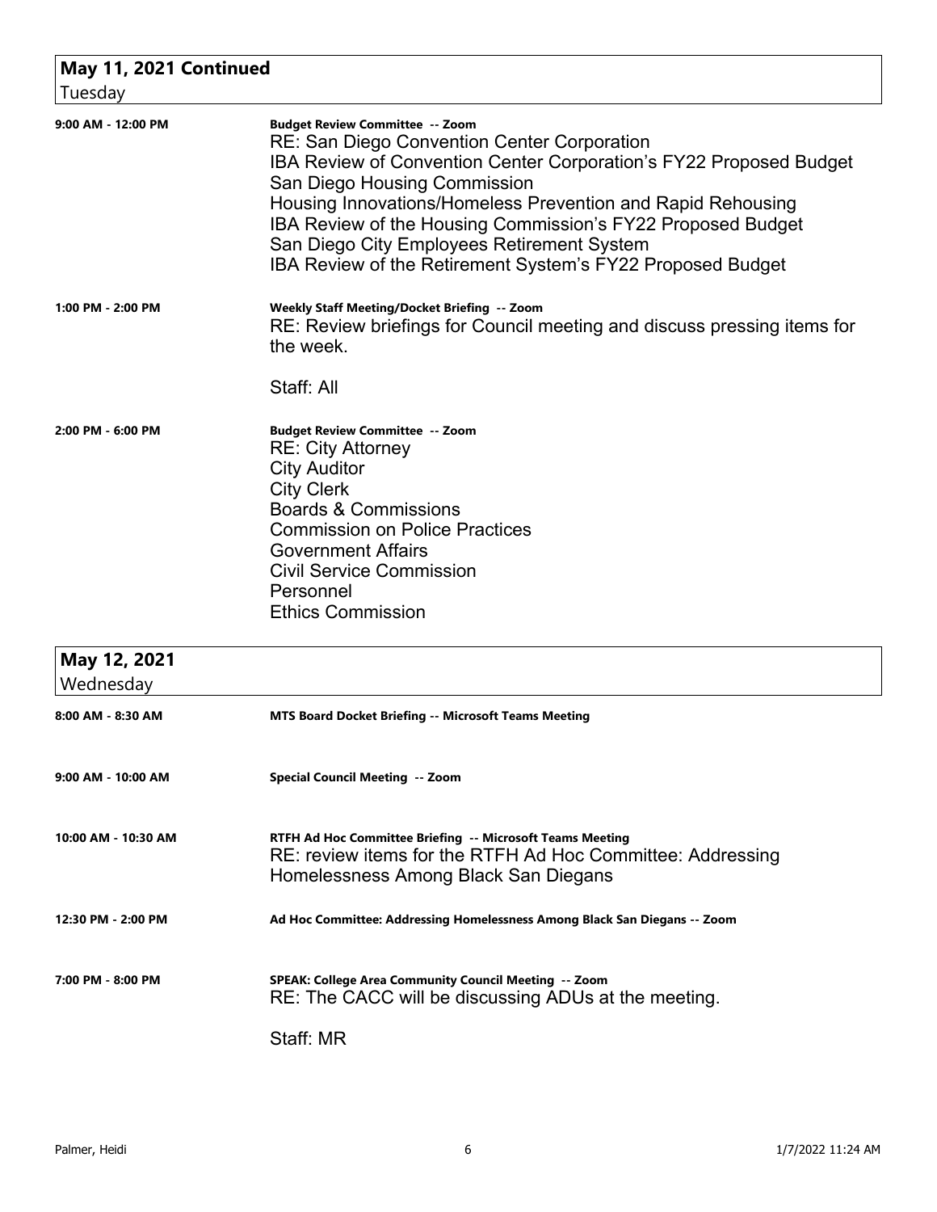## May 11, 2021 Continued

Tuesday

| | |
|---|---|
| 9:00 AM - 12:00 PM | **Budget Review Committee -- Zoom**<br>RE: San Diego Convention Center Corporation<br>IBA Review of Convention Center Corporation's FY22 Proposed Budget<br>San Diego Housing Commission<br>Housing Innovations/Homeless Prevention and Rapid Rehousing<br>IBA Review of the Housing Commission's FY22 Proposed Budget<br>San Diego City Employees Retirement System<br>IBA Review of the Retirement System's FY22 Proposed Budget |
| 1:00 PM - 2:00 PM | **Weekly Staff Meeting/Docket Briefing -- Zoom**<br>RE: Review briefings for Council meeting and discuss pressing items for the week.<br><br>Staff: All |
| 2:00 PM - 6:00 PM | **Budget Review Committee -- Zoom**<br>RE: City Attorney<br>City Auditor<br>City Clerk<br>Boards & Commissions<br>Commission on Police Practices<br>Government Affairs<br>Civil Service Commission<br>Personnel<br>Ethics Commission |

## May 12, 2021

Wednesday

| | |
|---|---|
| 8:00 AM - 8:30 AM | **MTS Board Docket Briefing -- Microsoft Teams Meeting** |
| 9:00 AM - 10:00 AM | **Special Council Meeting -- Zoom** |
| 10:00 AM - 10:30 AM | **RTFH Ad Hoc Committee Briefing -- Microsoft Teams Meeting**<br>RE: review items for the RTFH Ad Hoc Committee: Addressing Homelessness Among Black San Diegans |
| 12:30 PM - 2:00 PM | **Ad Hoc Committee: Addressing Homelessness Among Black San Diegans -- Zoom** |
| 7:00 PM - 8:00 PM | **SPEAK: College Area Community Council Meeting -- Zoom**<br>RE: The CACC will be discussing ADUs at the meeting.<br><br>Staff: MR |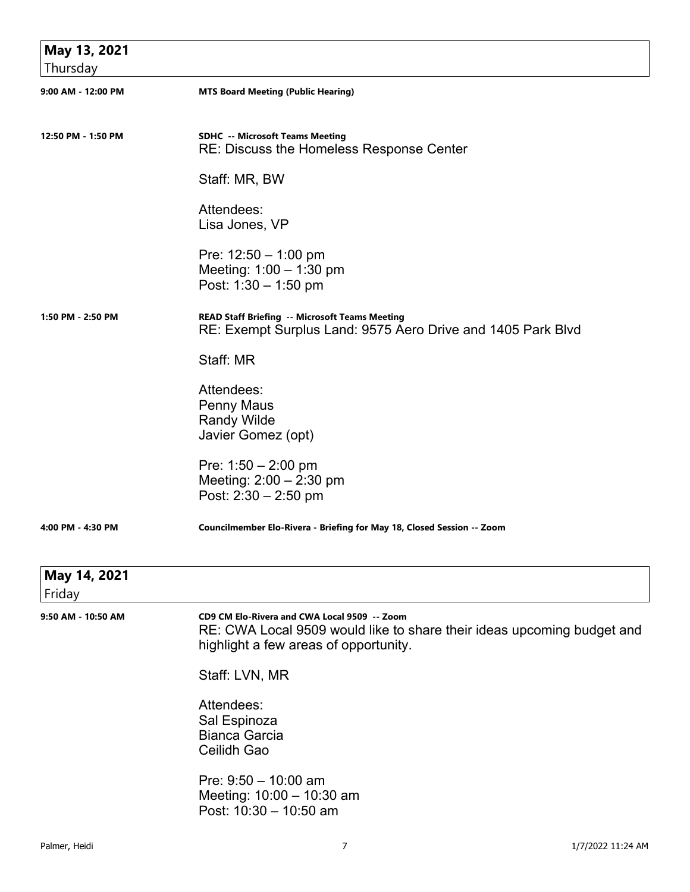## May 13, 2021
Thursday

**9:00 AM - 12:00 PM** — **MTS Board Meeting (Public Hearing)**

**12:50 PM - 1:50 PM** — **SDHC -- Microsoft Teams Meeting**

RE: Discuss the Homeless Response Center

Staff: MR, BW

Attendees:
Lisa Jones, VP

Pre: 12:50 – 1:00 pm
Meeting: 1:00 – 1:30 pm
Post: 1:30 – 1:50 pm

**1:50 PM - 2:50 PM** — **READ Staff Briefing -- Microsoft Teams Meeting**

RE: Exempt Surplus Land: 9575 Aero Drive and 1405 Park Blvd

Staff: MR

Attendees:
Penny Maus
Randy Wilde
Javier Gomez (opt)

Pre: 1:50 – 2:00 pm
Meeting: 2:00 – 2:30 pm
Post: 2:30 – 2:50 pm

**4:00 PM - 4:30 PM** — **Councilmember Elo-Rivera - Briefing for May 18, Closed Session -- Zoom**

## May 14, 2021
Friday

**9:50 AM - 10:50 AM** — **CD9 CM Elo-Rivera and CWA Local 9509 -- Zoom**

RE: CWA Local 9509 would like to share their ideas upcoming budget and highlight a few areas of opportunity.

Staff: LVN, MR

Attendees:
Sal Espinoza
Bianca Garcia
Ceilidh Gao

Pre: 9:50 – 10:00 am
Meeting: 10:00 – 10:30 am
Post: 10:30 – 10:50 am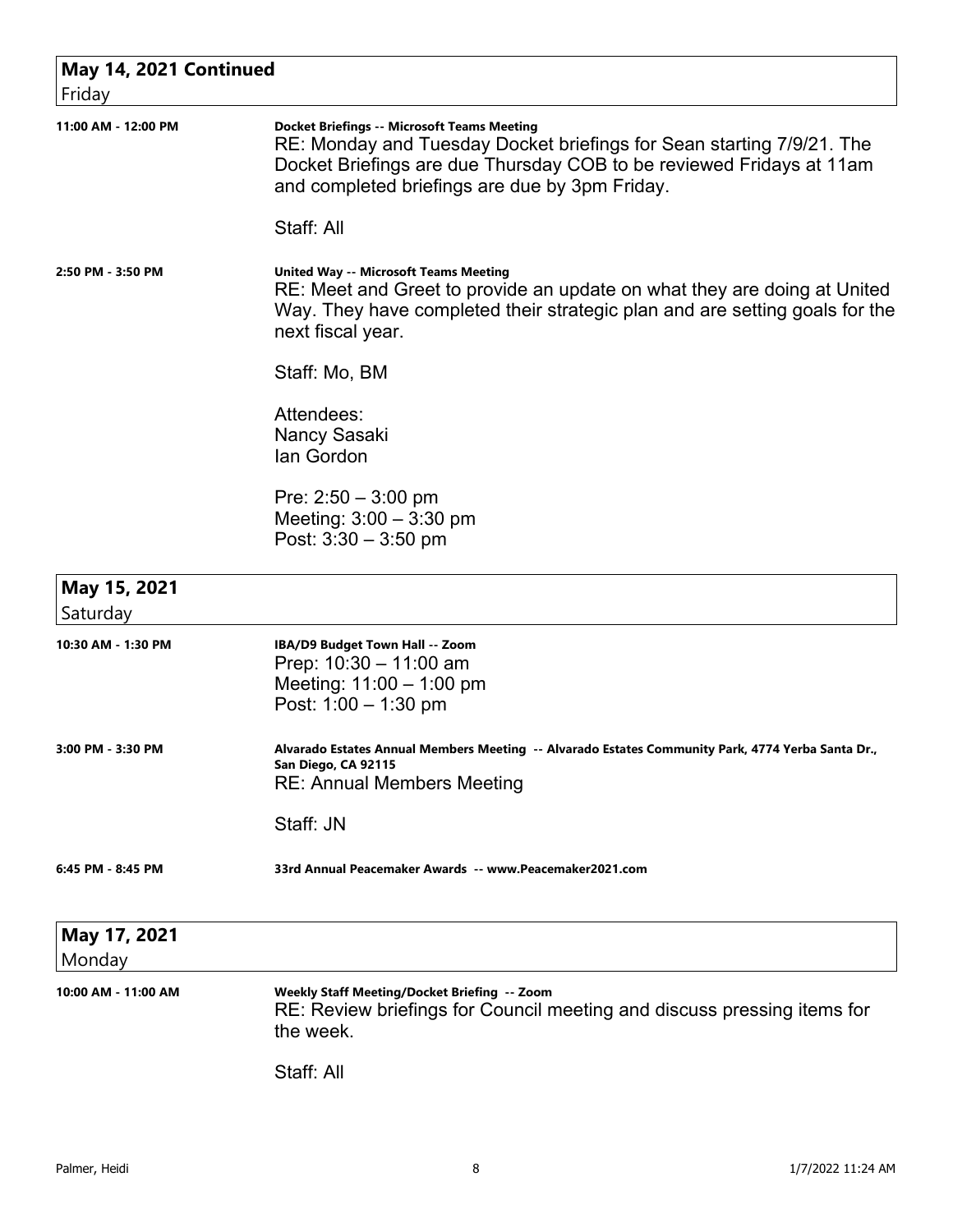## May 14, 2021 Continued
Friday

**11:00 AM - 12:00 PM**

**Docket Briefings -- Microsoft Teams Meeting**
RE: Monday and Tuesday Docket briefings for Sean starting 7/9/21. The Docket Briefings are due Thursday COB to be reviewed Fridays at 11am and completed briefings are due by 3pm Friday.

Staff: All

**2:50 PM - 3:50 PM**

**United Way -- Microsoft Teams Meeting**
RE: Meet and Greet to provide an update on what they are doing at United Way. They have completed their strategic plan and are setting goals for the next fiscal year.

Staff: Mo, BM

Attendees:
Nancy Sasaki
Ian Gordon

Pre: 2:50 – 3:00 pm
Meeting: 3:00 – 3:30 pm
Post: 3:30 – 3:50 pm

## May 15, 2021
Saturday

**10:30 AM - 1:30 PM**

**IBA/D9 Budget Town Hall -- Zoom**
Prep: 10:30 – 11:00 am
Meeting: 11:00 – 1:00 pm
Post: 1:00 – 1:30 pm

**3:00 PM - 3:30 PM**

**Alvarado Estates Annual Members Meeting -- Alvarado Estates Community Park, 4774 Yerba Santa Dr., San Diego, CA 92115**
RE: Annual Members Meeting

Staff: JN

**6:45 PM - 8:45 PM**

**33rd Annual Peacemaker Awards -- www.Peacemaker2021.com**

## May 17, 2021
Monday

**10:00 AM - 11:00 AM**

**Weekly Staff Meeting/Docket Briefing -- Zoom**
RE: Review briefings for Council meeting and discuss pressing items for the week.

Staff: All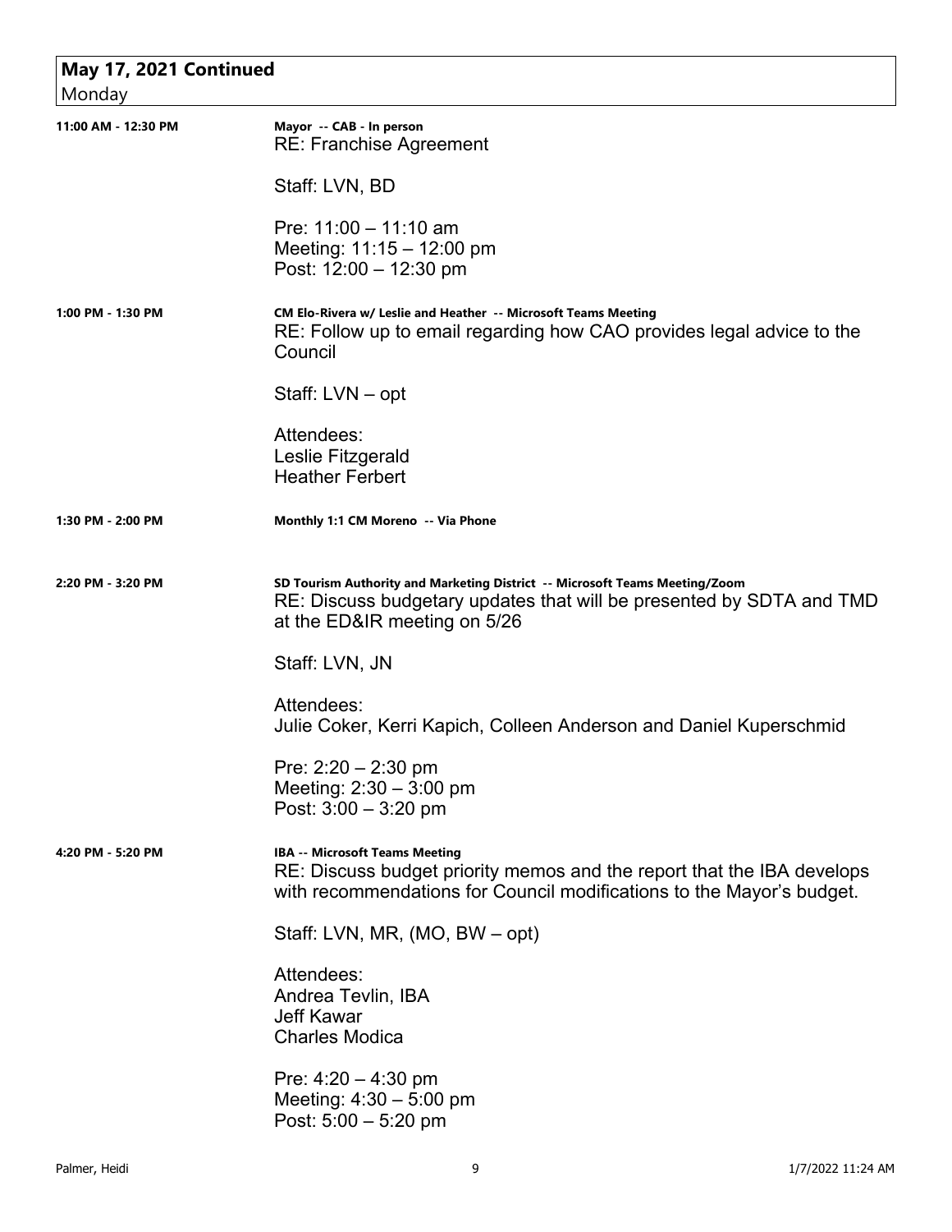## May 17, 2021 Continued

Monday

**11:00 AM - 12:30 PM**

**Mayor -- CAB - In person**

RE: Franchise Agreement

Staff: LVN, BD

Pre: 11:00 – 11:10 am
Meeting: 11:15 – 12:00 pm
Post: 12:00 – 12:30 pm

**1:00 PM - 1:30 PM**

**CM Elo-Rivera w/ Leslie and Heather -- Microsoft Teams Meeting**

RE: Follow up to email regarding how CAO provides legal advice to the Council

Staff: LVN – opt

Attendees:
Leslie Fitzgerald
Heather Ferbert

**1:30 PM - 2:00 PM**

**Monthly 1:1 CM Moreno -- Via Phone**

**2:20 PM - 3:20 PM**

**SD Tourism Authority and Marketing District -- Microsoft Teams Meeting/Zoom**

RE: Discuss budgetary updates that will be presented by SDTA and TMD at the ED&IR meeting on 5/26

Staff: LVN, JN

Attendees:
Julie Coker, Kerri Kapich, Colleen Anderson and Daniel Kuperschmid

Pre: 2:20 – 2:30 pm
Meeting: 2:30 – 3:00 pm
Post: 3:00 – 3:20 pm

**4:20 PM - 5:20 PM**

**IBA -- Microsoft Teams Meeting**

RE: Discuss budget priority memos and the report that the IBA develops with recommendations for Council modifications to the Mayor's budget.

Staff: LVN, MR, (MO, BW – opt)

Attendees:
Andrea Tevlin, IBA
Jeff Kawar
Charles Modica

Pre: 4:20 – 4:30 pm
Meeting: 4:30 – 5:00 pm
Post: 5:00 – 5:20 pm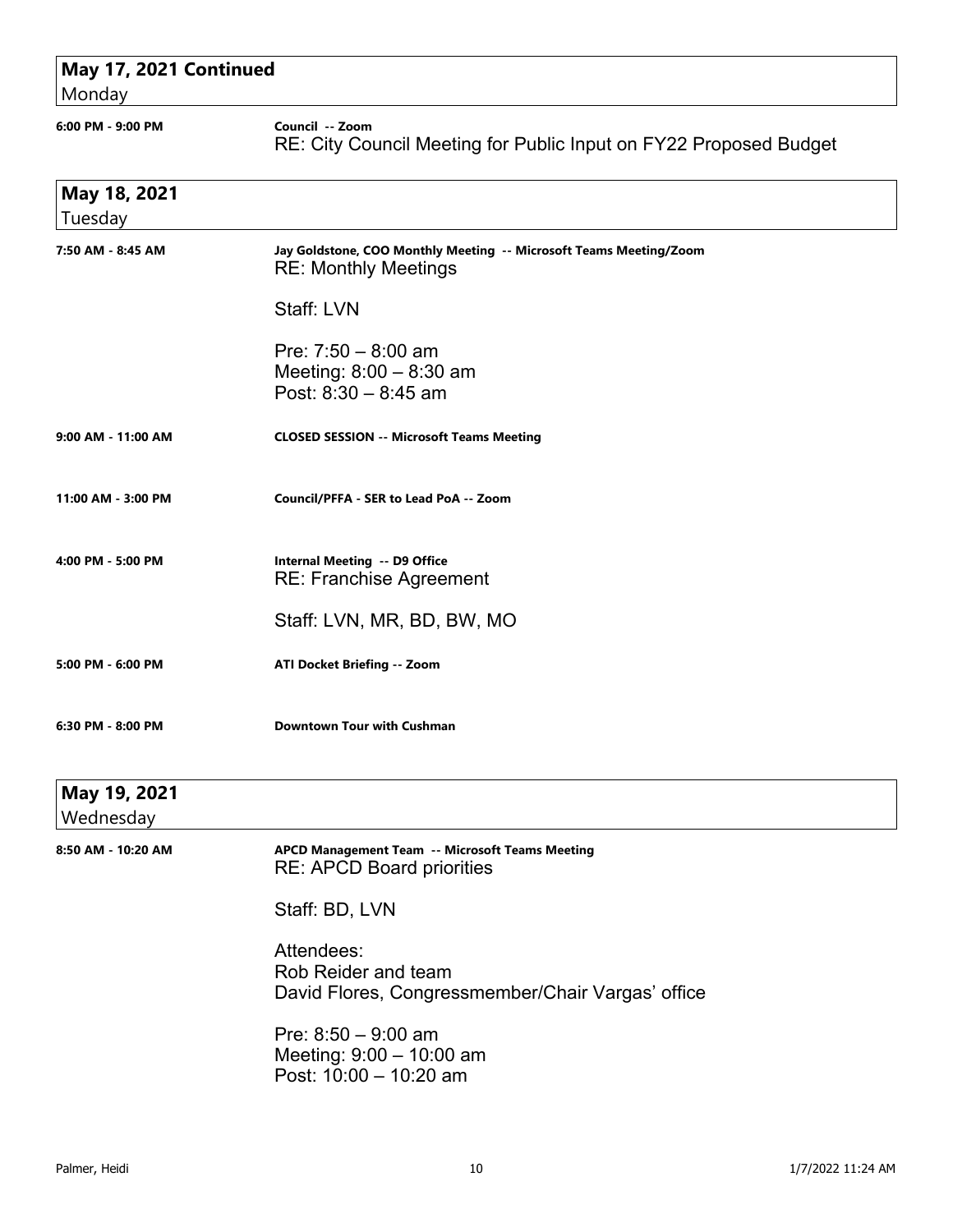## May 17, 2021 Continued
Monday

**6:00 PM - 9:00 PM** — **Council -- Zoom**
RE: City Council Meeting for Public Input on FY22 Proposed Budget

## May 18, 2021
Tuesday

**7:50 AM - 8:45 AM** — **Jay Goldstone, COO Monthly Meeting -- Microsoft Teams Meeting/Zoom**
RE: Monthly Meetings

Staff: LVN

Pre: 7:50 – 8:00 am
Meeting: 8:00 – 8:30 am
Post: 8:30 – 8:45 am

**9:00 AM - 11:00 AM** — **CLOSED SESSION -- Microsoft Teams Meeting**

**11:00 AM - 3:00 PM** — **Council/PFFA - SER to Lead PoA -- Zoom**

**4:00 PM - 5:00 PM** — **Internal Meeting -- D9 Office**
RE: Franchise Agreement

Staff: LVN, MR, BD, BW, MO

**5:00 PM - 6:00 PM** — **ATI Docket Briefing -- Zoom**

**6:30 PM - 8:00 PM** — **Downtown Tour with Cushman**

## May 19, 2021
Wednesday

**8:50 AM - 10:20 AM** — **APCD Management Team -- Microsoft Teams Meeting**
RE: APCD Board priorities

Staff: BD, LVN

Attendees:
Rob Reider and team
David Flores, Congressmember/Chair Vargas' office

Pre: 8:50 – 9:00 am
Meeting: 9:00 – 10:00 am
Post: 10:00 – 10:20 am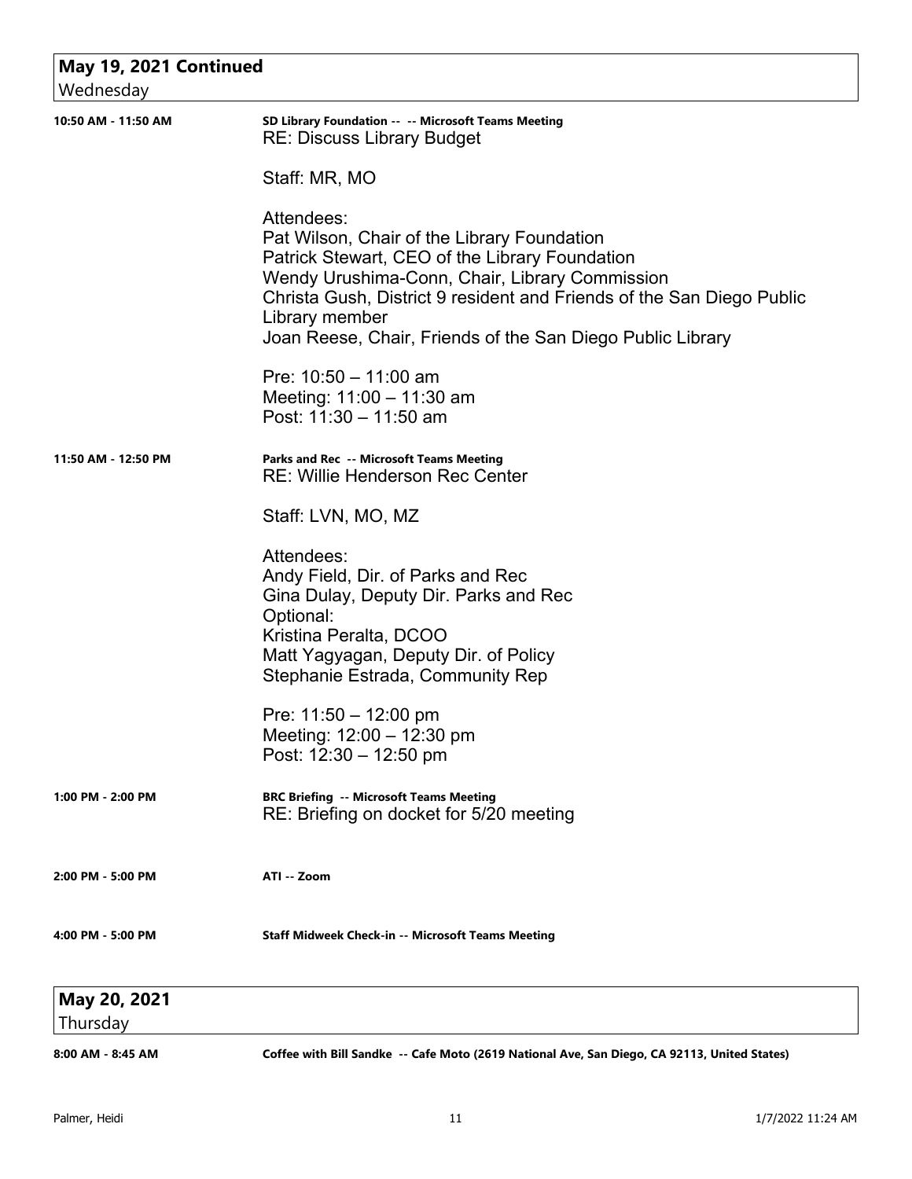## May 19, 2021 Continued

Wednesday

**10:50 AM - 11:50 AM** — **SD Library Foundation -- -- Microsoft Teams Meeting**

RE: Discuss Library Budget

Staff: MR, MO

Attendees:
Pat Wilson, Chair of the Library Foundation
Patrick Stewart, CEO of the Library Foundation
Wendy Urushima-Conn, Chair, Library Commission
Christa Gush, District 9 resident and Friends of the San Diego Public Library member
Joan Reese, Chair, Friends of the San Diego Public Library

Pre: 10:50 – 11:00 am
Meeting: 11:00 – 11:30 am
Post: 11:30 – 11:50 am

**11:50 AM - 12:50 PM** — **Parks and Rec -- Microsoft Teams Meeting**

RE: Willie Henderson Rec Center

Staff: LVN, MO, MZ

Attendees:
Andy Field, Dir. of Parks and Rec
Gina Dulay, Deputy Dir. Parks and Rec
Optional:
Kristina Peralta, DCOO
Matt Yagyagan, Deputy Dir. of Policy
Stephanie Estrada, Community Rep

Pre: 11:50 – 12:00 pm
Meeting: 12:00 – 12:30 pm
Post: 12:30 – 12:50 pm

**1:00 PM - 2:00 PM** — **BRC Briefing -- Microsoft Teams Meeting**

RE: Briefing on docket for 5/20 meeting

**2:00 PM - 5:00 PM** — **ATI -- Zoom**

**4:00 PM - 5:00 PM** — **Staff Midweek Check-in -- Microsoft Teams Meeting**

## May 20, 2021

Thursday

**8:00 AM - 8:45 AM** — **Coffee with Bill Sandke -- Cafe Moto (2619 National Ave, San Diego, CA 92113, United States)**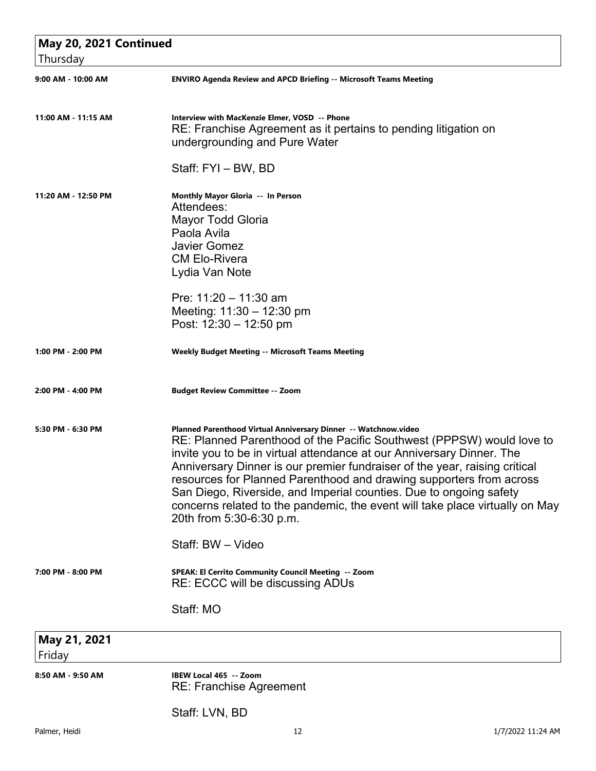## May 20, 2021 Continued

Thursday

**9:00 AM - 10:00 AM** — **ENVIRO Agenda Review and APCD Briefing -- Microsoft Teams Meeting**

**11:00 AM - 11:15 AM** — **Interview with MacKenzie Elmer, VOSD -- Phone**

RE: Franchise Agreement as it pertains to pending litigation on undergrounding and Pure Water

Staff: FYI – BW, BD

**11:20 AM - 12:50 PM** — **Monthly Mayor Gloria -- In Person**

Attendees:
Mayor Todd Gloria
Paola Avila
Javier Gomez
CM Elo-Rivera
Lydia Van Note

Pre: 11:20 – 11:30 am
Meeting: 11:30 – 12:30 pm
Post: 12:30 – 12:50 pm

**1:00 PM - 2:00 PM** — **Weekly Budget Meeting -- Microsoft Teams Meeting**

**2:00 PM - 4:00 PM** — **Budget Review Committee -- Zoom**

**5:30 PM - 6:30 PM** — **Planned Parenthood Virtual Anniversary Dinner -- Watchnow.video**

RE: Planned Parenthood of the Pacific Southwest (PPPSW) would love to invite you to be in virtual attendance at our Anniversary Dinner. The Anniversary Dinner is our premier fundraiser of the year, raising critical resources for Planned Parenthood and drawing supporters from across San Diego, Riverside, and Imperial counties. Due to ongoing safety concerns related to the pandemic, the event will take place virtually on May 20th from 5:30-6:30 p.m.

Staff: BW – Video

**7:00 PM - 8:00 PM** — **SPEAK: El Cerrito Community Council Meeting -- Zoom**

RE: ECCC will be discussing ADUs

Staff: MO

## May 21, 2021

Friday

**8:50 AM - 9:50 AM** — **IBEW Local 465 -- Zoom**

RE: Franchise Agreement

Staff: LVN, BD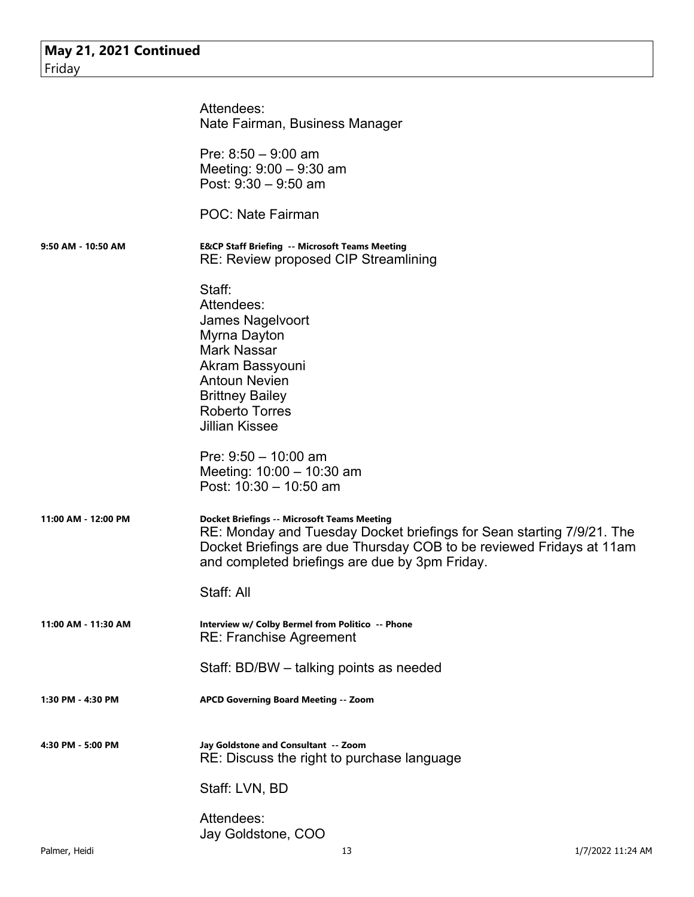**May 21, 2021 Continued**
Friday

Attendees:
Nate Fairman, Business Manager

Pre: 8:50 – 9:00 am
Meeting: 9:00 – 9:30 am
Post: 9:30 – 9:50 am

POC: Nate Fairman

**9:50 AM - 10:50 AM** — **E&CP Staff Briefing -- Microsoft Teams Meeting**
RE: Review proposed CIP Streamlining

Staff:
Attendees:
James Nagelvoort
Myrna Dayton
Mark Nassar
Akram Bassyouni
Antoun Nevien
Brittney Bailey
Roberto Torres
Jillian Kissee

Pre: 9:50 – 10:00 am
Meeting: 10:00 – 10:30 am
Post: 10:30 – 10:50 am

**11:00 AM - 12:00 PM** — **Docket Briefings -- Microsoft Teams Meeting**
RE: Monday and Tuesday Docket briefings for Sean starting 7/9/21. The Docket Briefings are due Thursday COB to be reviewed Fridays at 11am and completed briefings are due by 3pm Friday.

Staff: All

**11:00 AM - 11:30 AM** — **Interview w/ Colby Bermel from Politico -- Phone**
RE: Franchise Agreement

Staff: BD/BW – talking points as needed

**1:30 PM - 4:30 PM** — **APCD Governing Board Meeting -- Zoom**

**4:30 PM - 5:00 PM** — **Jay Goldstone and Consultant -- Zoom**
RE: Discuss the right to purchase language

Staff: LVN, BD

Attendees:
Jay Goldstone, COO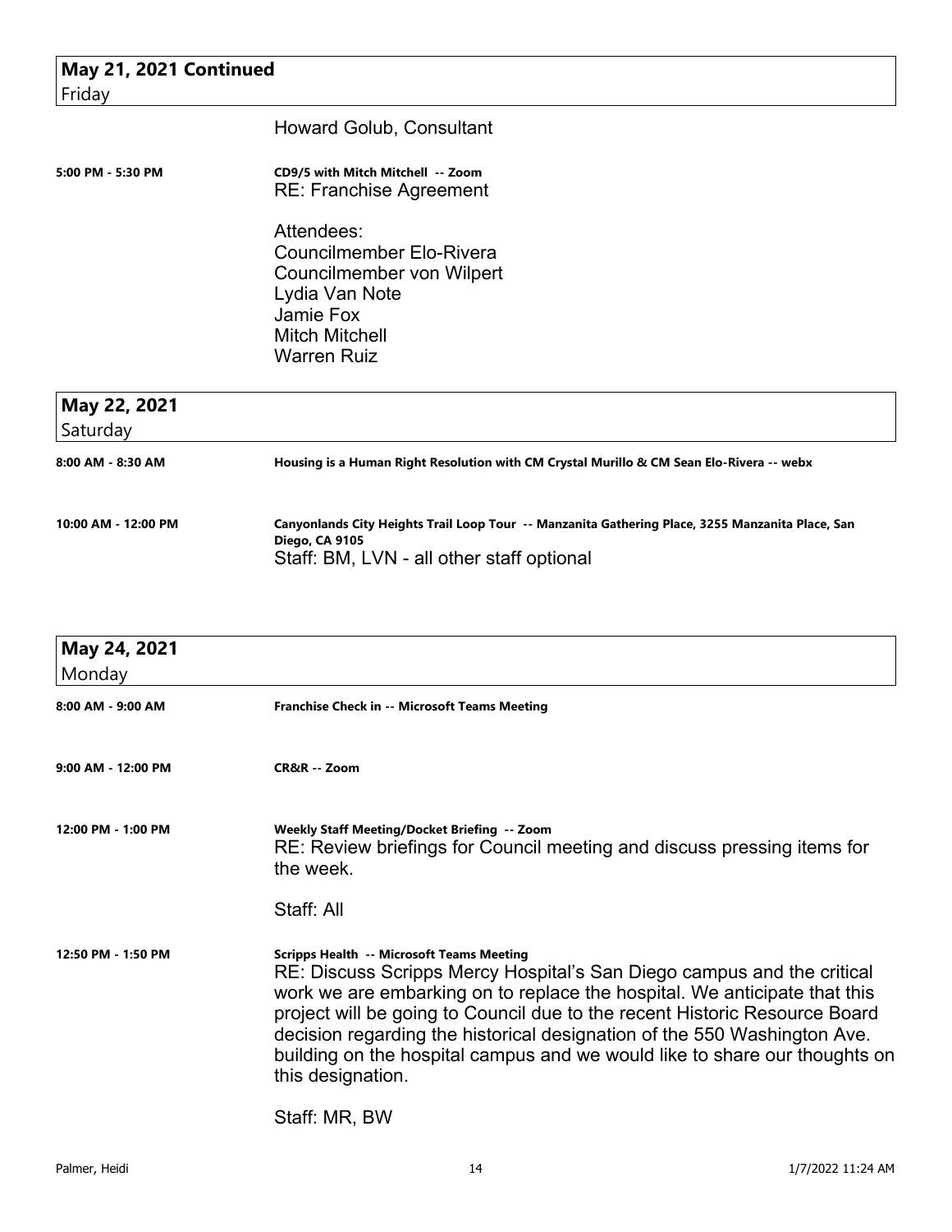## May 21, 2021 Continued
Friday

Howard Golub, Consultant

**5:00 PM - 5:30 PM** — **CD9/5 with Mitch Mitchell -- Zoom**

RE: Franchise Agreement

Attendees:
Councilmember Elo-Rivera
Councilmember von Wilpert
Lydia Van Note
Jamie Fox
Mitch Mitchell
Warren Ruiz

## May 22, 2021
Saturday

**8:00 AM - 8:30 AM** — **Housing is a Human Right Resolution with CM Crystal Murillo & CM Sean Elo-Rivera -- webx**

**10:00 AM - 12:00 PM** — **Canyonlands City Heights Trail Loop Tour -- Manzanita Gathering Place, 3255 Manzanita Place, San Diego, CA 9105**

Staff: BM, LVN - all other staff optional

## May 24, 2021
Monday

**8:00 AM - 9:00 AM** — **Franchise Check in -- Microsoft Teams Meeting**

**9:00 AM - 12:00 PM** — **CR&R -- Zoom**

**12:00 PM - 1:00 PM** — **Weekly Staff Meeting/Docket Briefing -- Zoom**

RE: Review briefings for Council meeting and discuss pressing items for the week.

Staff: All

**12:50 PM - 1:50 PM** — **Scripps Health -- Microsoft Teams Meeting**

RE: Discuss Scripps Mercy Hospital's San Diego campus and the critical work we are embarking on to replace the hospital. We anticipate that this project will be going to Council due to the recent Historic Resource Board decision regarding the historical designation of the 550 Washington Ave. building on the hospital campus and we would like to share our thoughts on this designation.

Staff: MR, BW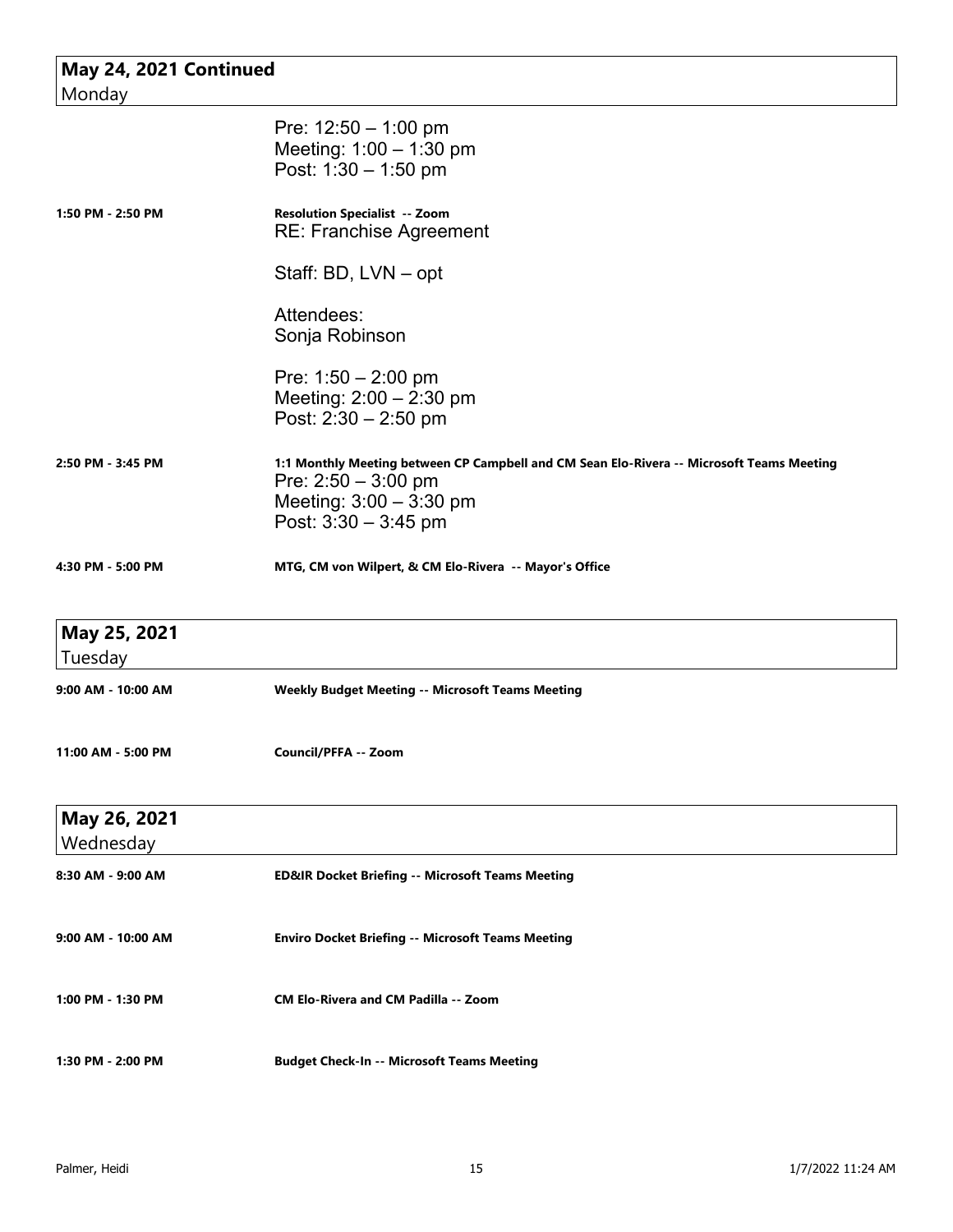## May 24, 2021 Continued
Monday

Pre: 12:50 – 1:00 pm
Meeting: 1:00 – 1:30 pm
Post: 1:30 – 1:50 pm

**1:50 PM - 2:50 PM** — **Resolution Specialist -- Zoom**
RE: Franchise Agreement

Staff: BD, LVN – opt

Attendees:
Sonja Robinson

Pre: 1:50 – 2:00 pm
Meeting: 2:00 – 2:30 pm
Post: 2:30 – 2:50 pm

**2:50 PM - 3:45 PM** — **1:1 Monthly Meeting between CP Campbell and CM Sean Elo-Rivera -- Microsoft Teams Meeting**
Pre: 2:50 – 3:00 pm
Meeting: 3:00 – 3:30 pm
Post: 3:30 – 3:45 pm

**4:30 PM - 5:00 PM** — **MTG, CM von Wilpert, & CM Elo-Rivera -- Mayor's Office**

## May 25, 2021
Tuesday

**9:00 AM - 10:00 AM** — **Weekly Budget Meeting -- Microsoft Teams Meeting**

**11:00 AM - 5:00 PM** — **Council/PFFA -- Zoom**

## May 26, 2021
Wednesday

**8:30 AM - 9:00 AM** — **ED&IR Docket Briefing -- Microsoft Teams Meeting**

**9:00 AM - 10:00 AM** — **Enviro Docket Briefing -- Microsoft Teams Meeting**

**1:00 PM - 1:30 PM** — **CM Elo-Rivera and CM Padilla -- Zoom**

**1:30 PM - 2:00 PM** — **Budget Check-In -- Microsoft Teams Meeting**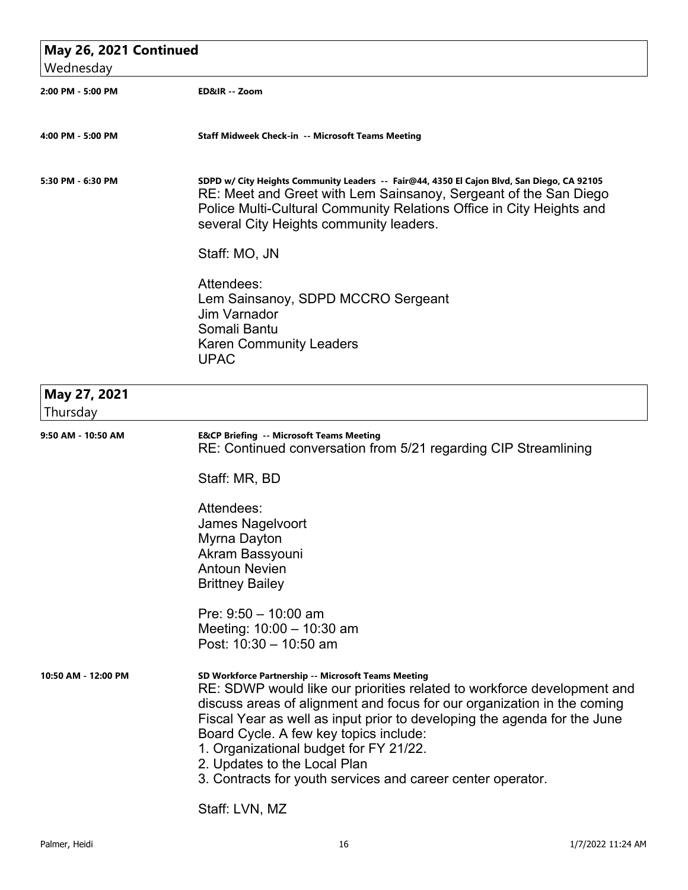## May 26, 2021 Continued

Wednesday

**2:00 PM - 5:00 PM** — **ED&IR -- Zoom**

**4:00 PM - 5:00 PM** — **Staff Midweek Check-in -- Microsoft Teams Meeting**

**5:30 PM - 6:30 PM** — **SDPD w/ City Heights Community Leaders -- Fair@44, 4350 El Cajon Blvd, San Diego, CA 92105**

RE: Meet and Greet with Lem Sainsanoy, Sergeant of the San Diego Police Multi-Cultural Community Relations Office in City Heights and several City Heights community leaders.

Staff: MO, JN

Attendees:
Lem Sainsanoy, SDPD MCCRO Sergeant
Jim Varnador
Somali Bantu
Karen Community Leaders
UPAC

## May 27, 2021

Thursday

**9:50 AM - 10:50 AM** — **E&CP Briefing -- Microsoft Teams Meeting**

RE: Continued conversation from 5/21 regarding CIP Streamlining

Staff: MR, BD

Attendees:
James Nagelvoort
Myrna Dayton
Akram Bassyouni
Antoun Nevien
Brittney Bailey

Pre: 9:50 – 10:00 am
Meeting: 10:00 – 10:30 am
Post: 10:30 – 10:50 am

**10:50 AM - 12:00 PM** — **SD Workforce Partnership -- Microsoft Teams Meeting**

RE: SDWP would like our priorities related to workforce development and discuss areas of alignment and focus for our organization in the coming Fiscal Year as well as input prior to developing the agenda for the June Board Cycle. A few key topics include:

1. Organizational budget for FY 21/22.
2. Updates to the Local Plan
3. Contracts for youth services and career center operator.

Staff: LVN, MZ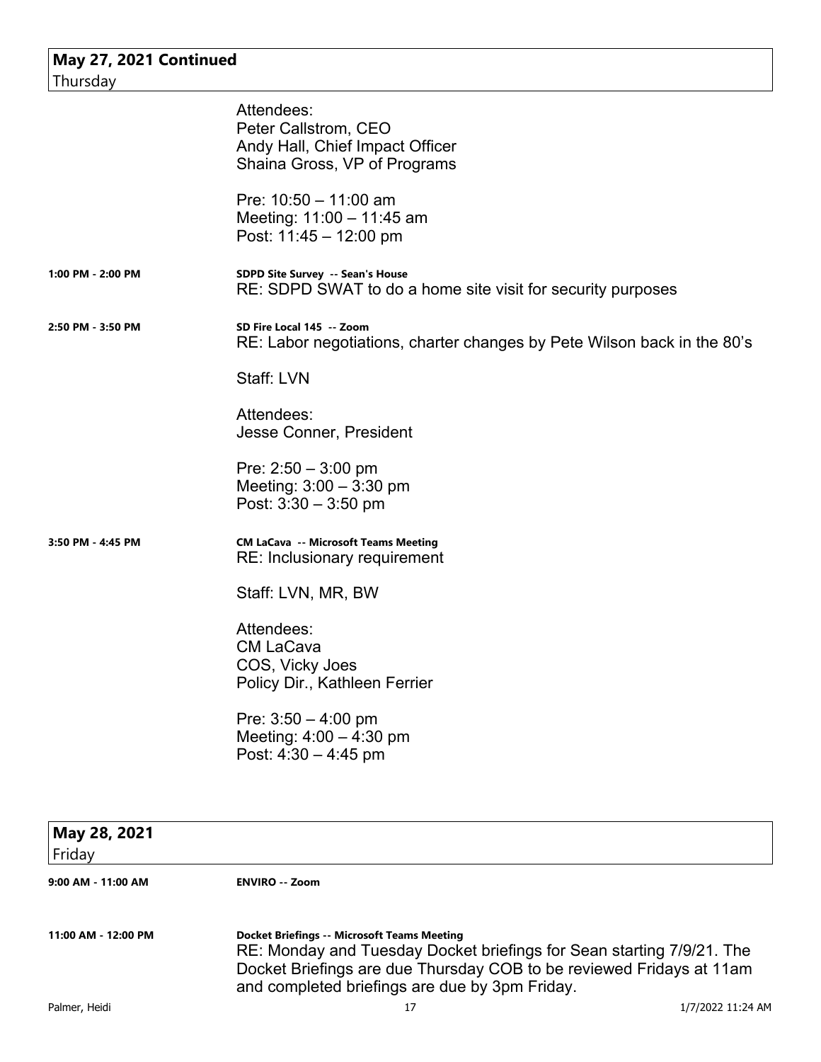## May 27, 2021 Continued
Thursday

Attendees:
Peter Callstrom, CEO
Andy Hall, Chief Impact Officer
Shaina Gross, VP of Programs

Pre: 10:50 – 11:00 am
Meeting: 11:00 – 11:45 am
Post: 11:45 – 12:00 pm

**1:00 PM - 2:00 PM** — **SDPD Site Survey -- Sean's House**
RE: SDPD SWAT to do a home site visit for security purposes

**2:50 PM - 3:50 PM** — **SD Fire Local 145 -- Zoom**
RE: Labor negotiations, charter changes by Pete Wilson back in the 80's

Staff: LVN

Attendees:
Jesse Conner, President

Pre: 2:50 – 3:00 pm
Meeting: 3:00 – 3:30 pm
Post: 3:30 – 3:50 pm

**3:50 PM - 4:45 PM** — **CM LaCava -- Microsoft Teams Meeting**
RE: Inclusionary requirement

Staff: LVN, MR, BW

Attendees:
CM LaCava
COS, Vicky Joes
Policy Dir., Kathleen Ferrier

Pre: 3:50 – 4:00 pm
Meeting: 4:00 – 4:30 pm
Post: 4:30 – 4:45 pm

## May 28, 2021
Friday

**9:00 AM - 11:00 AM** — **ENVIRO -- Zoom**

**11:00 AM - 12:00 PM** — **Docket Briefings -- Microsoft Teams Meeting**
RE: Monday and Tuesday Docket briefings for Sean starting 7/9/21. The Docket Briefings are due Thursday COB to be reviewed Fridays at 11am and completed briefings are due by 3pm Friday.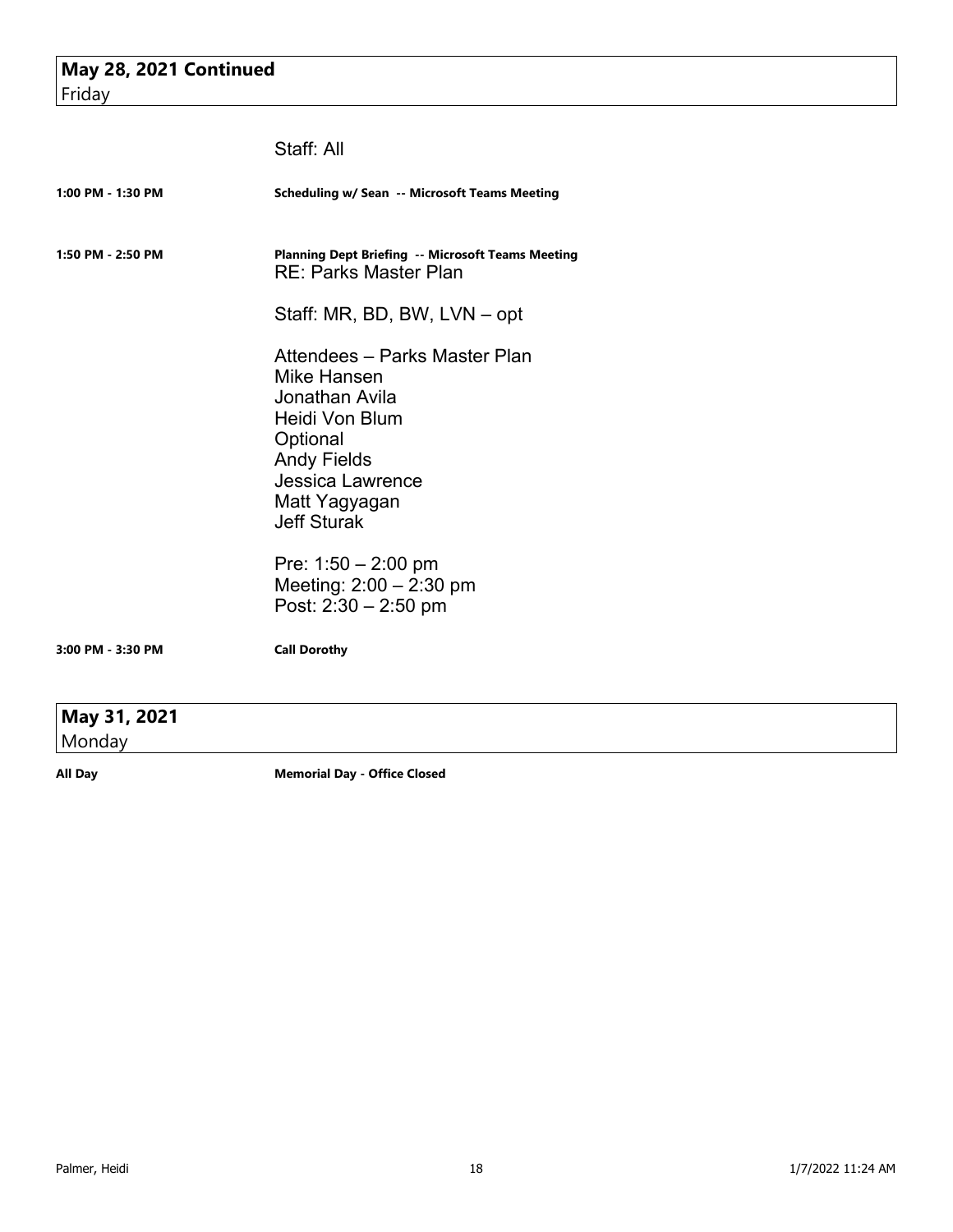## May 28, 2021 Continued
Friday

Staff: All

**1:00 PM - 1:30 PM** **Scheduling w/ Sean -- Microsoft Teams Meeting**

**1:50 PM - 2:50 PM** **Planning Dept Briefing -- Microsoft Teams Meeting**
RE: Parks Master Plan

Staff: MR, BD, BW, LVN – opt

Attendees – Parks Master Plan
Mike Hansen
Jonathan Avila
Heidi Von Blum
Optional
Andy Fields
Jessica Lawrence
Matt Yagyagan
Jeff Sturak

Pre: 1:50 – 2:00 pm
Meeting: 2:00 – 2:30 pm
Post: 2:30 – 2:50 pm

**3:00 PM - 3:30 PM** **Call Dorothy**

## May 31, 2021
Monday

**All Day** **Memorial Day - Office Closed**